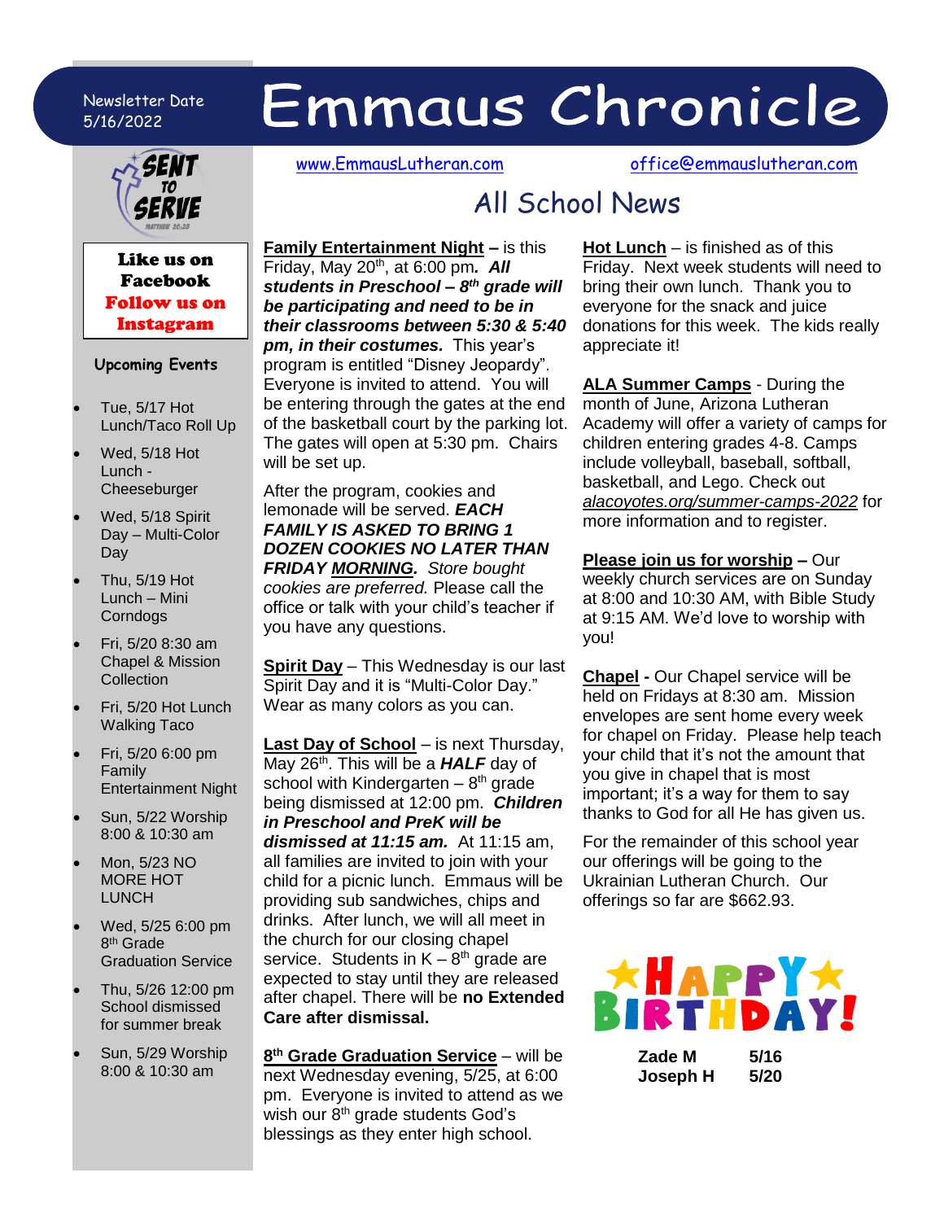Newsletter Date 5/16/2022

# Emmaus Chronicle

www.EmmausLutheran.com office@emmauslutheran.com

SENT TO SERVE

**Like us on Facebook**
**Follow us on Instagram**

### Upcoming Events

- Tue, 5/17 Hot Lunch/Taco Roll Up
- Wed, 5/18 Hot Lunch - Cheeseburger
- Wed, 5/18 Spirit Day – Multi-Color Day
- Thu, 5/19 Hot Lunch – Mini Corndogs
- Fri, 5/20 8:30 am Chapel & Mission Collection
- Fri, 5/20 Hot Lunch Walking Taco
- Fri, 5/20 6:00 pm Family Entertainment Night
- Sun, 5/22 Worship 8:00 & 10:30 am
- Mon, 5/23 NO MORE HOT LUNCH
- Wed, 5/25 6:00 pm 8th Grade Graduation Service
- Thu, 5/26 12:00 pm School dismissed for summer break
- Sun, 5/29 Worship 8:00 & 10:30 am

## All School News

**Family Entertainment Night –** is this Friday, May 20th, at 6:00 pm***. All students in Preschool – 8th grade will be participating and need to be in their classrooms between 5:30 & 5:40 pm, in their costumes.*** This year's program is entitled "Disney Jeopardy". Everyone is invited to attend. You will be entering through the gates at the end of the basketball court by the parking lot. The gates will open at 5:30 pm. Chairs will be set up.

After the program, cookies and lemonade will be served. ***EACH FAMILY IS ASKED TO BRING 1 DOZEN COOKIES NO LATER THAN FRIDAY MORNING.*** *Store bought cookies are preferred.* Please call the office or talk with your child's teacher if you have any questions.

**Spirit Day** – This Wednesday is our last Spirit Day and it is "Multi-Color Day." Wear as many colors as you can.

**Last Day of School** – is next Thursday, May 26th. This will be a ***HALF*** day of school with Kindergarten – 8th grade being dismissed at 12:00 pm. ***Children in Preschool and PreK will be dismissed at 11:15 am.*** At 11:15 am, all families are invited to join with your child for a picnic lunch. Emmaus will be providing sub sandwiches, chips and drinks. After lunch, we will all meet in the church for our closing chapel service. Students in K – 8th grade are expected to stay until they are released after chapel. There will be **no Extended Care after dismissal.**

**8th Grade Graduation Service** – will be next Wednesday evening, 5/25, at 6:00 pm. Everyone is invited to attend as we wish our 8th grade students God's blessings as they enter high school.

**Hot Lunch** – is finished as of this Friday. Next week students will need to bring their own lunch. Thank you to everyone for the snack and juice donations for this week. The kids really appreciate it!

**ALA Summer Camps** - During the month of June, Arizona Lutheran Academy will offer a variety of camps for children entering grades 4-8. Camps include volleyball, baseball, softball, basketball, and Lego. Check out *alacoyotes.org/summer-camps-2022* for more information and to register.

**Please join us for worship –** Our weekly church services are on Sunday at 8:00 and 10:30 AM, with Bible Study at 9:15 AM. We'd love to worship with you!

**Chapel -** Our Chapel service will be held on Fridays at 8:30 am. Mission envelopes are sent home every week for chapel on Friday. Please help teach your child that it's not the amount that you give in chapel that is most important; it's a way for them to say thanks to God for all He has given us.

For the remainder of this school year our offerings will be going to the Ukrainian Lutheran Church. Our offerings so far are $662.93.

**HAPPY BIRTHDAY!**

| | |
|---|---|
| **Zade M** | **5/16** |
| **Joseph H** | **5/20** |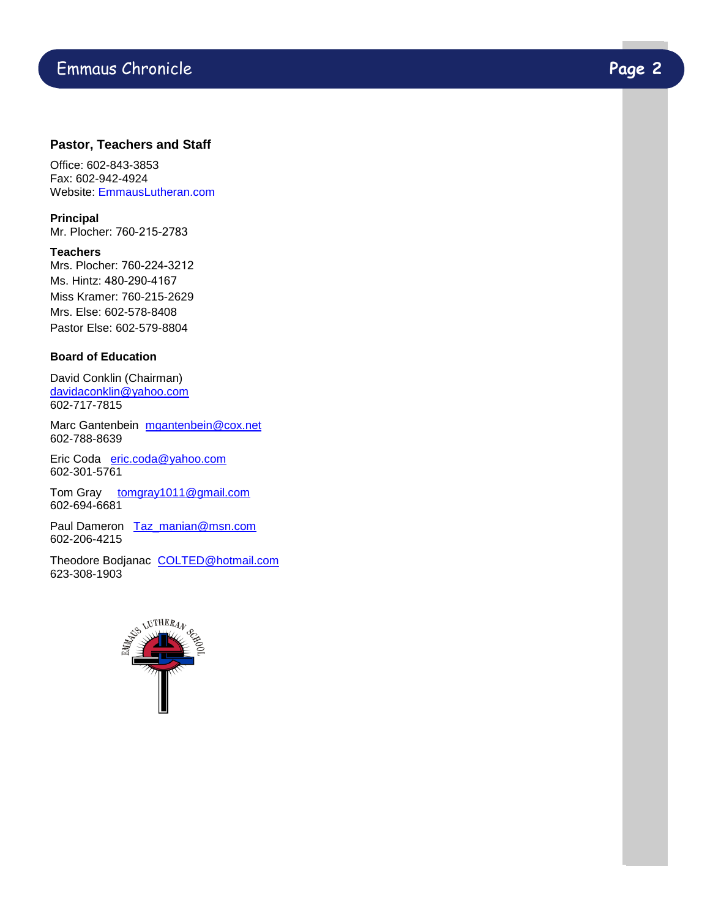## Pastor, Teachers and Staff

Office: 602-843-3853
Fax: 602-942-4924
Website: EmmausLutheran.com

**Principal**
Mr. Plocher: 760-215-2783

**Teachers**
Mrs. Plocher: 760-224-3212
Ms. Hintz: 480-290-4167
Miss Kramer: 760-215-2629
Mrs. Else: 602-578-8408
Pastor Else: 602-579-8804

### Board of Education

David Conklin (Chairman)
davidaconklin@yahoo.com
602-717-7815

Marc Gantenbein mgantenbein@cox.net
602-788-8639

Eric Coda eric.coda@yahoo.com
602-301-5761

Tom Gray tomgray1011@gmail.com
602-694-6681

Paul Dameron Taz_manian@msn.com
602-206-4215

Theodore Bodjanac COLTED@hotmail.com
623-308-1903